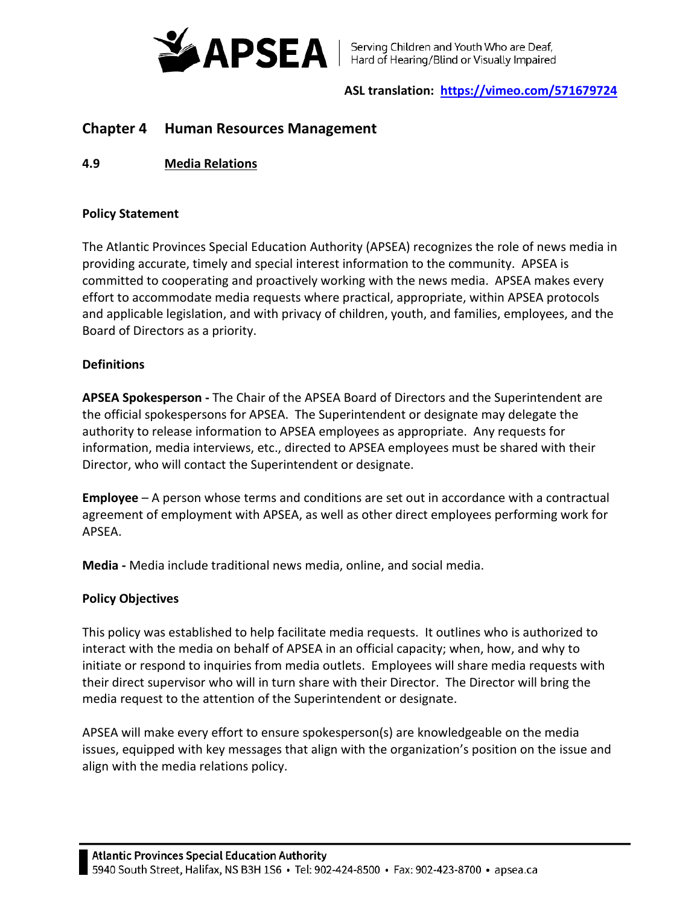**ASL translation: [https://vimeo.com/571679724](https://vimeo.com/571679724)**

## Chapter 4 Human Resources Management

### 4.9 Media Relations

**Policy Statement**

The Atlantic Provinces Special Education Authority (APSEA) recognizes the role of news media in providing accurate, timely and special interest information to the community. APSEA is committed to cooperating and proactively working with the news media. APSEA makes every effort to accommodate media requests where practical, appropriate, within APSEA protocols and applicable legislation, and with privacy of children, youth, and families, employees, and the Board of Directors as a priority.

**Definitions**

**APSEA Spokesperson -** The Chair of the APSEA Board of Directors and the Superintendent are the official spokespersons for APSEA. The Superintendent or designate may delegate the authority to release information to APSEA employees as appropriate. Any requests for information, media interviews, etc., directed to APSEA employees must be shared with their Director, who will contact the Superintendent or designate.

**Employee** – A person whose terms and conditions are set out in accordance with a contractual agreement of employment with APSEA, as well as other direct employees performing work for APSEA.

**Media -** Media include traditional news media, online, and social media.

**Policy Objectives**

This policy was established to help facilitate media requests. It outlines who is authorized to interact with the media on behalf of APSEA in an official capacity; when, how, and why to initiate or respond to inquiries from media outlets. Employees will share media requests with their direct supervisor who will in turn share with their Director. The Director will bring the media request to the attention of the Superintendent or designate.

APSEA will make every effort to ensure spokesperson(s) are knowledgeable on the media issues, equipped with key messages that align with the organization's position on the issue and align with the media relations policy.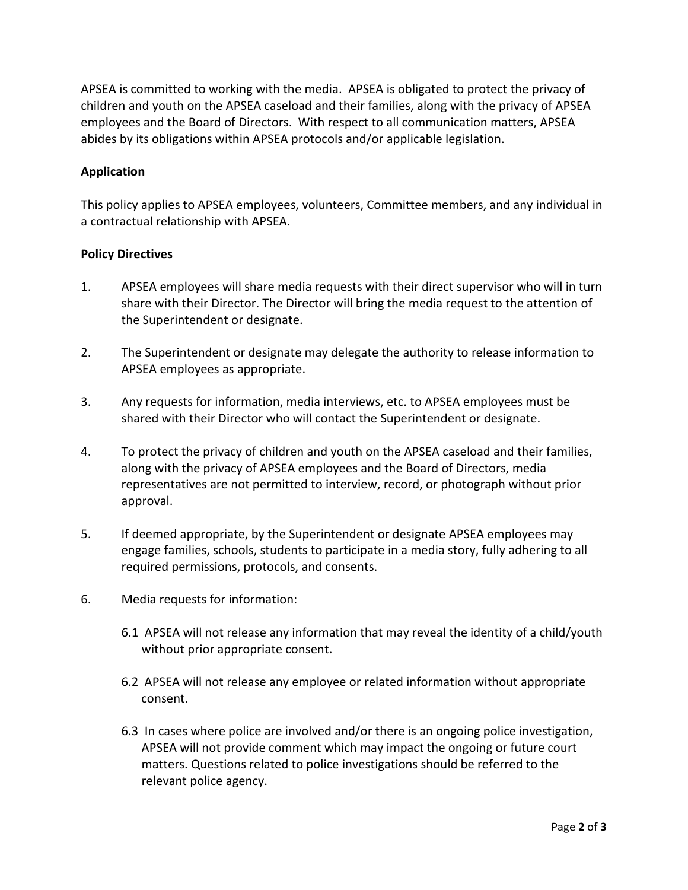APSEA is committed to working with the media. APSEA is obligated to protect the privacy of children and youth on the APSEA caseload and their families, along with the privacy of APSEA employees and the Board of Directors. With respect to all communication matters, APSEA abides by its obligations within APSEA protocols and/or applicable legislation.

**Application**

This policy applies to APSEA employees, volunteers, Committee members, and any individual in a contractual relationship with APSEA.

**Policy Directives**

1. APSEA employees will share media requests with their direct supervisor who will in turn share with their Director. The Director will bring the media request to the attention of the Superintendent or designate.

2. The Superintendent or designate may delegate the authority to release information to APSEA employees as appropriate.

3. Any requests for information, media interviews, etc. to APSEA employees must be shared with their Director who will contact the Superintendent or designate.

4. To protect the privacy of children and youth on the APSEA caseload and their families, along with the privacy of APSEA employees and the Board of Directors, media representatives are not permitted to interview, record, or photograph without prior approval.

5. If deemed appropriate, by the Superintendent or designate APSEA employees may engage families, schools, students to participate in a media story, fully adhering to all required permissions, protocols, and consents.

6. Media requests for information:

   6.1 APSEA will not release any information that may reveal the identity of a child/youth without prior appropriate consent.

   6.2 APSEA will not release any employee or related information without appropriate consent.

   6.3 In cases where police are involved and/or there is an ongoing police investigation, APSEA will not provide comment which may impact the ongoing or future court matters. Questions related to police investigations should be referred to the relevant police agency.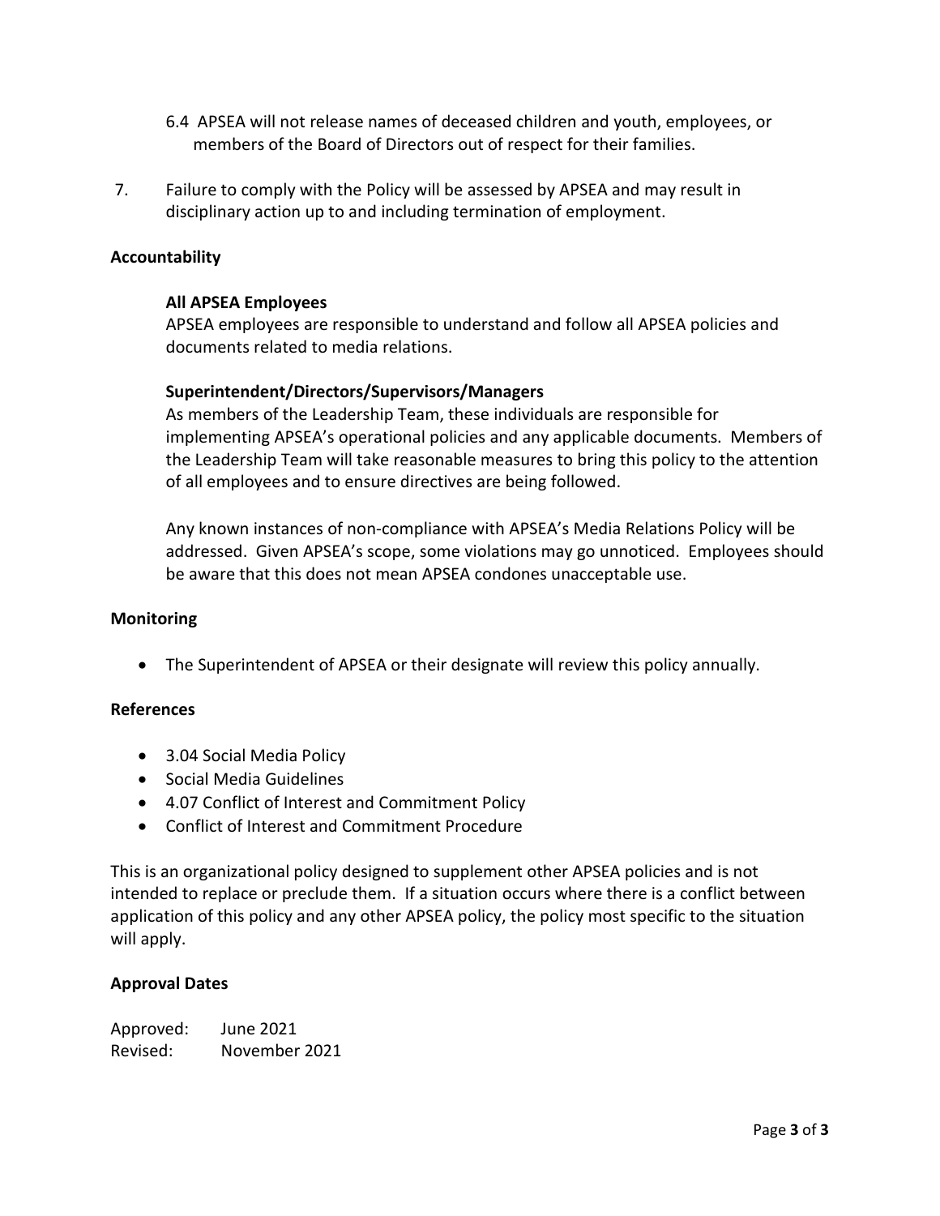6.4 APSEA will not release names of deceased children and youth, employees, or members of the Board of Directors out of respect for their families.

7. Failure to comply with the Policy will be assessed by APSEA and may result in disciplinary action up to and including termination of employment.

**Accountability**

**All APSEA Employees**

APSEA employees are responsible to understand and follow all APSEA policies and documents related to media relations.

**Superintendent/Directors/Supervisors/Managers**

As members of the Leadership Team, these individuals are responsible for implementing APSEA's operational policies and any applicable documents. Members of the Leadership Team will take reasonable measures to bring this policy to the attention of all employees and to ensure directives are being followed.

Any known instances of non-compliance with APSEA's Media Relations Policy will be addressed. Given APSEA's scope, some violations may go unnoticed. Employees should be aware that this does not mean APSEA condones unacceptable use.

**Monitoring**

- The Superintendent of APSEA or their designate will review this policy annually.

**References**

- 3.04 Social Media Policy
- Social Media Guidelines
- 4.07 Conflict of Interest and Commitment Policy
- Conflict of Interest and Commitment Procedure

This is an organizational policy designed to supplement other APSEA policies and is not intended to replace or preclude them. If a situation occurs where there is a conflict between application of this policy and any other APSEA policy, the policy most specific to the situation will apply.

**Approval Dates**

Approved: June 2021
Revised: November 2021